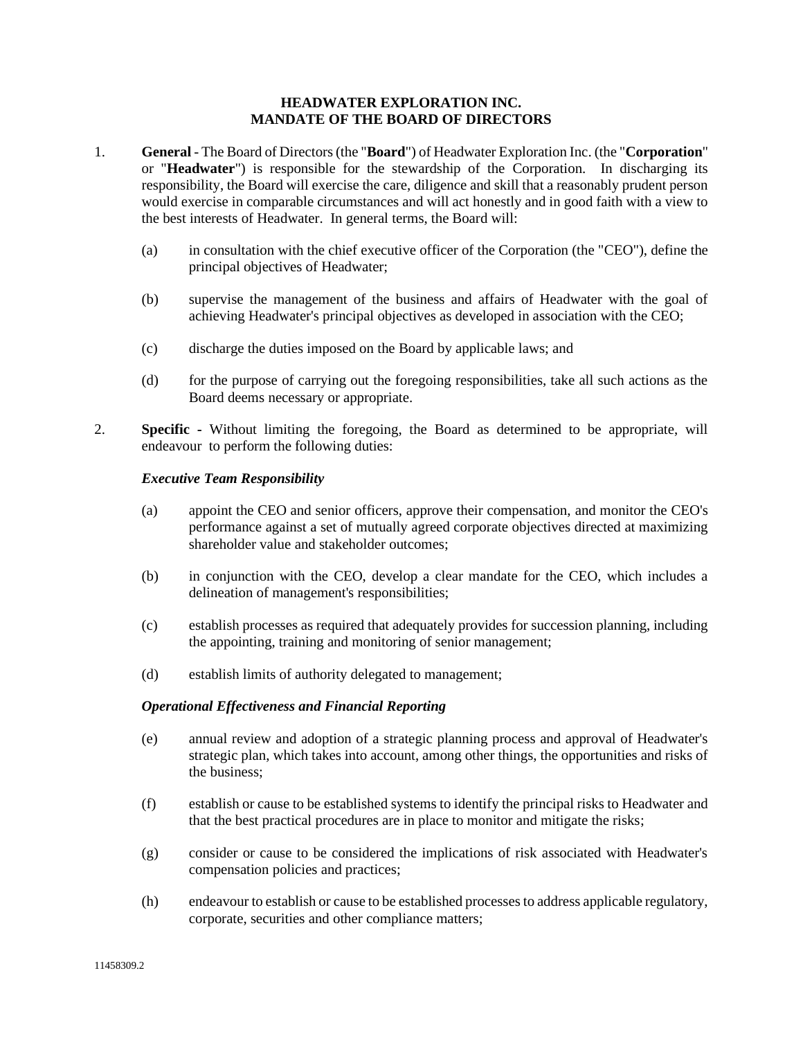# HEADWATER EXPLORATION INC.
# MANDATE OF THE BOARD OF DIRECTORS

1. **General** - The Board of Directors (the "**Board**") of Headwater Exploration Inc. (the "**Corporation**" or "**Headwater**") is responsible for the stewardship of the Corporation. In discharging its responsibility, the Board will exercise the care, diligence and skill that a reasonably prudent person would exercise in comparable circumstances and will act honestly and in good faith with a view to the best interests of Headwater. In general terms, the Board will:

   (a) in consultation with the chief executive officer of the Corporation (the "CEO"), define the principal objectives of Headwater;

   (b) supervise the management of the business and affairs of Headwater with the goal of achieving Headwater's principal objectives as developed in association with the CEO;

   (c) discharge the duties imposed on the Board by applicable laws; and

   (d) for the purpose of carrying out the foregoing responsibilities, take all such actions as the Board deems necessary or appropriate.

2. **Specific -** Without limiting the foregoing, the Board as determined to be appropriate, will endeavour to perform the following duties:

   ***Executive Team Responsibility***

   (a) appoint the CEO and senior officers, approve their compensation, and monitor the CEO's performance against a set of mutually agreed corporate objectives directed at maximizing shareholder value and stakeholder outcomes;

   (b) in conjunction with the CEO, develop a clear mandate for the CEO, which includes a delineation of management's responsibilities;

   (c) establish processes as required that adequately provides for succession planning, including the appointing, training and monitoring of senior management;

   (d) establish limits of authority delegated to management;

   ***Operational Effectiveness and Financial Reporting***

   (e) annual review and adoption of a strategic planning process and approval of Headwater's strategic plan, which takes into account, among other things, the opportunities and risks of the business;

   (f) establish or cause to be established systems to identify the principal risks to Headwater and that the best practical procedures are in place to monitor and mitigate the risks;

   (g) consider or cause to be considered the implications of risk associated with Headwater's compensation policies and practices;

   (h) endeavour to establish or cause to be established processes to address applicable regulatory, corporate, securities and other compliance matters;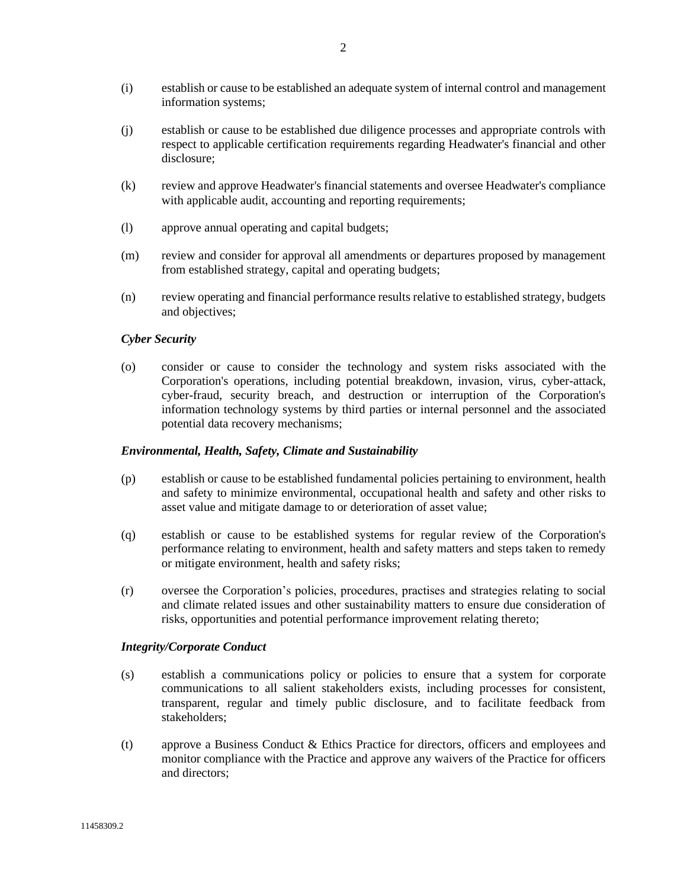(i) establish or cause to be established an adequate system of internal control and management information systems;

(j) establish or cause to be established due diligence processes and appropriate controls with respect to applicable certification requirements regarding Headwater's financial and other disclosure;

(k) review and approve Headwater's financial statements and oversee Headwater's compliance with applicable audit, accounting and reporting requirements;

(l) approve annual operating and capital budgets;

(m) review and consider for approval all amendments or departures proposed by management from established strategy, capital and operating budgets;

(n) review operating and financial performance results relative to established strategy, budgets and objectives;

***Cyber Security***

(o) consider or cause to consider the technology and system risks associated with the Corporation's operations, including potential breakdown, invasion, virus, cyber-attack, cyber-fraud, security breach, and destruction or interruption of the Corporation's information technology systems by third parties or internal personnel and the associated potential data recovery mechanisms;

***Environmental, Health, Safety, Climate and Sustainability***

(p) establish or cause to be established fundamental policies pertaining to environment, health and safety to minimize environmental, occupational health and safety and other risks to asset value and mitigate damage to or deterioration of asset value;

(q) establish or cause to be established systems for regular review of the Corporation's performance relating to environment, health and safety matters and steps taken to remedy or mitigate environment, health and safety risks;

(r) oversee the Corporation's policies, procedures, practises and strategies relating to social and climate related issues and other sustainability matters to ensure due consideration of risks, opportunities and potential performance improvement relating thereto;

***Integrity/Corporate Conduct***

(s) establish a communications policy or policies to ensure that a system for corporate communications to all salient stakeholders exists, including processes for consistent, transparent, regular and timely public disclosure, and to facilitate feedback from stakeholders;

(t) approve a Business Conduct & Ethics Practice for directors, officers and employees and monitor compliance with the Practice and approve any waivers of the Practice for officers and directors;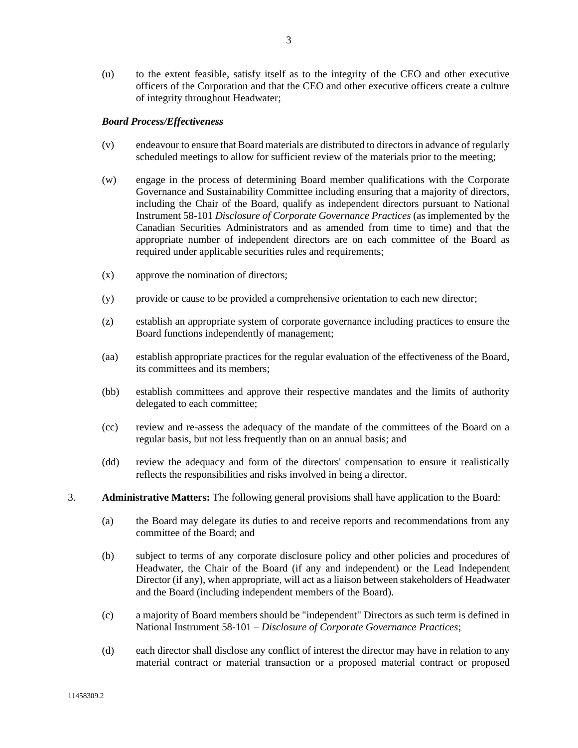(u) to the extent feasible, satisfy itself as to the integrity of the CEO and other executive officers of the Corporation and that the CEO and other executive officers create a culture of integrity throughout Headwater;

***Board Process/Effectiveness***

(v) endeavour to ensure that Board materials are distributed to directors in advance of regularly scheduled meetings to allow for sufficient review of the materials prior to the meeting;

(w) engage in the process of determining Board member qualifications with the Corporate Governance and Sustainability Committee including ensuring that a majority of directors, including the Chair of the Board, qualify as independent directors pursuant to National Instrument 58-101 *Disclosure of Corporate Governance Practices* (as implemented by the Canadian Securities Administrators and as amended from time to time) and that the appropriate number of independent directors are on each committee of the Board as required under applicable securities rules and requirements;

(x) approve the nomination of directors;

(y) provide or cause to be provided a comprehensive orientation to each new director;

(z) establish an appropriate system of corporate governance including practices to ensure the Board functions independently of management;

(aa) establish appropriate practices for the regular evaluation of the effectiveness of the Board, its committees and its members;

(bb) establish committees and approve their respective mandates and the limits of authority delegated to each committee;

(cc) review and re-assess the adequacy of the mandate of the committees of the Board on a regular basis, but not less frequently than on an annual basis; and

(dd) review the adequacy and form of the directors' compensation to ensure it realistically reflects the responsibilities and risks involved in being a director.

3. **Administrative Matters:** The following general provisions shall have application to the Board:

(a) the Board may delegate its duties to and receive reports and recommendations from any committee of the Board; and

(b) subject to terms of any corporate disclosure policy and other policies and procedures of Headwater, the Chair of the Board (if any and independent) or the Lead Independent Director (if any), when appropriate, will act as a liaison between stakeholders of Headwater and the Board (including independent members of the Board).

(c) a majority of Board members should be "independent" Directors as such term is defined in National Instrument 58-101 – *Disclosure of Corporate Governance Practices*;

(d) each director shall disclose any conflict of interest the director may have in relation to any material contract or material transaction or a proposed material contract or proposed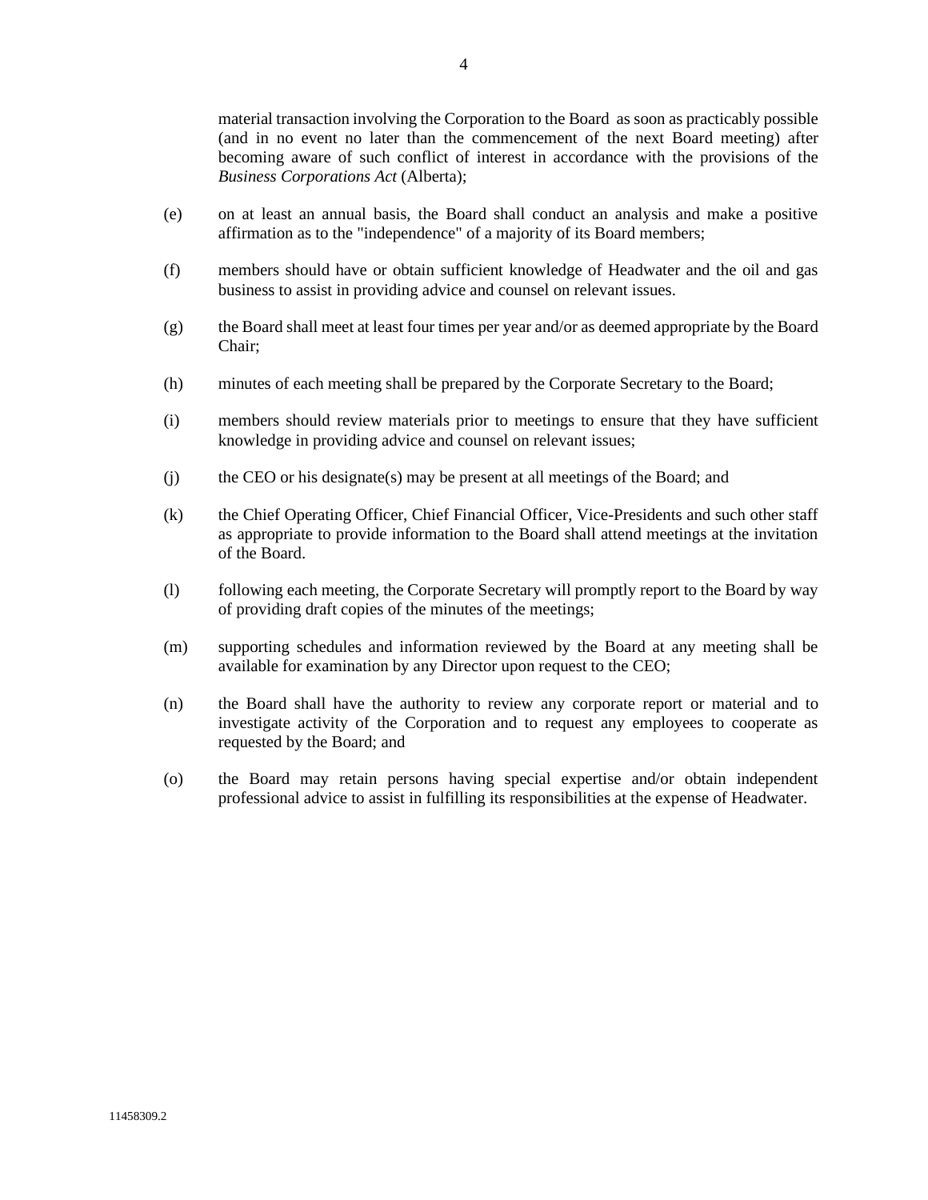material transaction involving the Corporation to the Board as soon as practicably possible (and in no event no later than the commencement of the next Board meeting) after becoming aware of such conflict of interest in accordance with the provisions of the *Business Corporations Act* (Alberta);

(e) on at least an annual basis, the Board shall conduct an analysis and make a positive affirmation as to the "independence" of a majority of its Board members;

(f) members should have or obtain sufficient knowledge of Headwater and the oil and gas business to assist in providing advice and counsel on relevant issues.

(g) the Board shall meet at least four times per year and/or as deemed appropriate by the Board Chair;

(h) minutes of each meeting shall be prepared by the Corporate Secretary to the Board;

(i) members should review materials prior to meetings to ensure that they have sufficient knowledge in providing advice and counsel on relevant issues;

(j) the CEO or his designate(s) may be present at all meetings of the Board; and

(k) the Chief Operating Officer, Chief Financial Officer, Vice-Presidents and such other staff as appropriate to provide information to the Board shall attend meetings at the invitation of the Board.

(l) following each meeting, the Corporate Secretary will promptly report to the Board by way of providing draft copies of the minutes of the meetings;

(m) supporting schedules and information reviewed by the Board at any meeting shall be available for examination by any Director upon request to the CEO;

(n) the Board shall have the authority to review any corporate report or material and to investigate activity of the Corporation and to request any employees to cooperate as requested by the Board; and

(o) the Board may retain persons having special expertise and/or obtain independent professional advice to assist in fulfilling its responsibilities at the expense of Headwater.